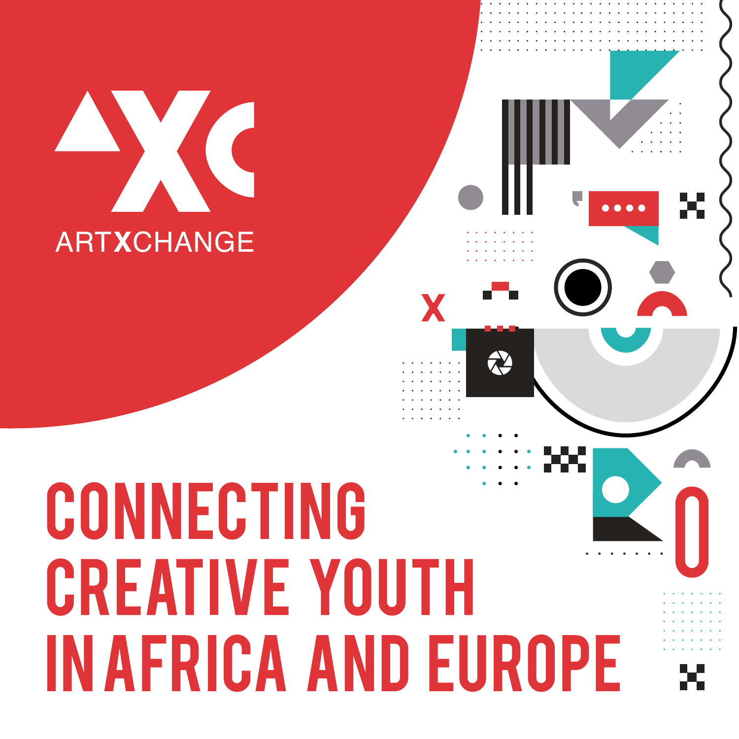ARTXCHANGE

# CONNECTING CREATIVE YOUTH IN AFRICA AND EUROPE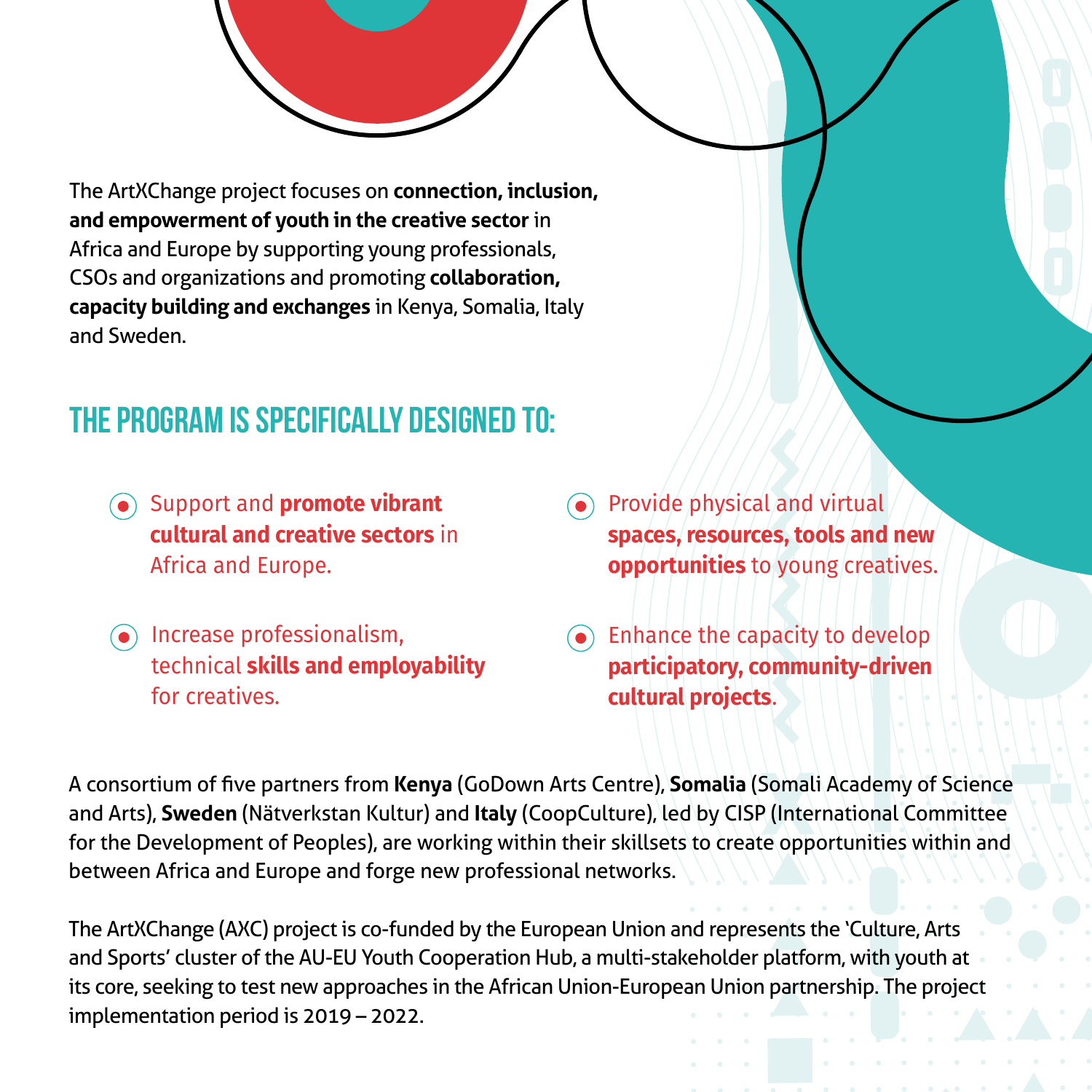The ArtXChange project focuses on **connection, inclusion, and empowerment of youth in the creative sector** in Africa and Europe by supporting young professionals, CSOs and organizations and promoting **collaboration, capacity building and exchanges** in Kenya, Somalia, Italy and Sweden.

## THE PROGRAM IS SPECIFICALLY DESIGNED TO:

- Support and **promote vibrant cultural and creative sectors** in Africa and Europe.
- Increase professionalism, technical **skills and employability** for creatives.
- Provide physical and virtual **spaces, resources, tools and new opportunities** to young creatives.
- Enhance the capacity to develop **participatory, community-driven cultural projects**.

A consortium of five partners from **Kenya** (GoDown Arts Centre), **Somalia** (Somali Academy of Science and Arts), **Sweden** (Nätverkstan Kultur) and **Italy** (CoopCulture), led by CISP (International Committee for the Development of Peoples), are working within their skillsets to create opportunities within and between Africa and Europe and forge new professional networks.

The ArtXChange (AXC) project is co-funded by the European Union and represents the 'Culture, Arts and Sports' cluster of the AU-EU Youth Cooperation Hub, a multi-stakeholder platform, with youth at its core, seeking to test new approaches in the African Union-European Union partnership. The project implementation period is 2019 – 2022.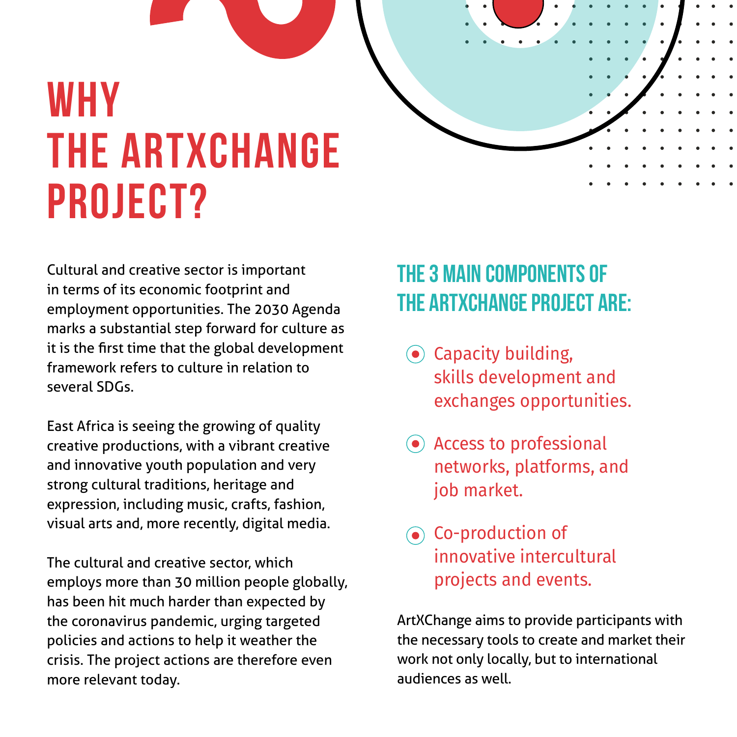# WHY THE ARTXCHANGE PROJECT?

Cultural and creative sector is important in terms of its economic footprint and employment opportunities. The 2030 Agenda marks a substantial step forward for culture as it is the first time that the global development framework refers to culture in relation to several SDGs.

East Africa is seeing the growing of quality creative productions, with a vibrant creative and innovative youth population and very strong cultural traditions, heritage and expression, including music, crafts, fashion, visual arts and, more recently, digital media.

The cultural and creative sector, which employs more than 30 million people globally, has been hit much harder than expected by the coronavirus pandemic, urging targeted policies and actions to help it weather the crisis. The project actions are therefore even more relevant today.

## THE 3 MAIN COMPONENTS OF THE ARTXCHANGE PROJECT ARE:

- Capacity building, skills development and exchanges opportunities.
- Access to professional networks, platforms, and job market.
- Co-production of innovative intercultural projects and events.

ArtXChange aims to provide participants with the necessary tools to create and market their work not only locally, but to international audiences as well.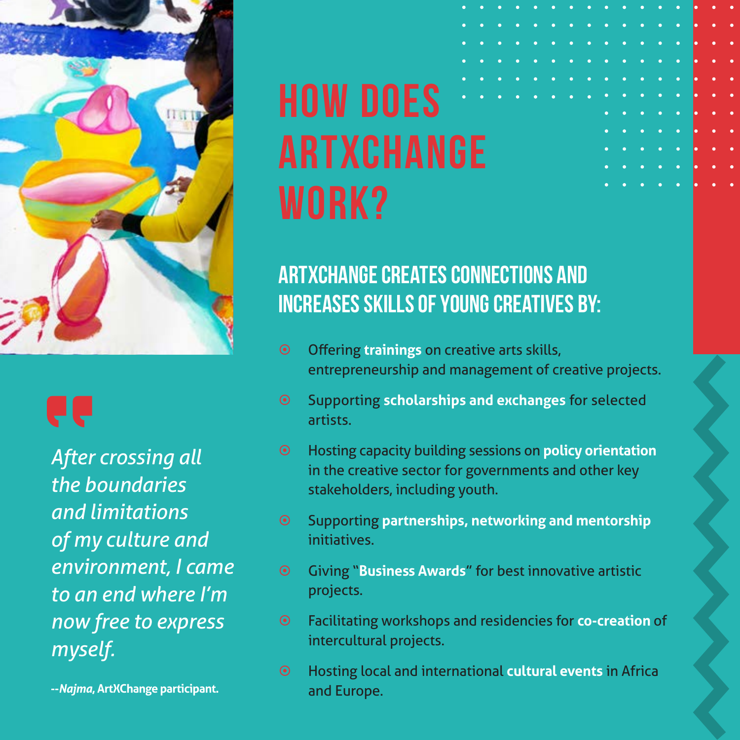# HOW DOES ARTXCHANGE WORK?

## ARTXCHANGE CREATES CONNECTIONS AND INCREASES SKILLS OF YOUNG CREATIVES BY:

- Offering **trainings** on creative arts skills, entrepreneurship and management of creative projects.
- Supporting **scholarships and exchanges** for selected artists.
- Hosting capacity building sessions on **policy orientation** in the creative sector for governments and other key stakeholders, including youth.
- Supporting **partnerships, networking and mentorship** initiatives.
- Giving "**Business Awards**" for best innovative artistic projects.
- Facilitating workshops and residencies for **co-creation** of intercultural projects.
- Hosting local and international **cultural events** in Africa and Europe.

> *After crossing all the boundaries and limitations of my culture and environment, I came to an end where I'm now free to express myself.*
>
> **--*Najma*, ArtXChange participant.**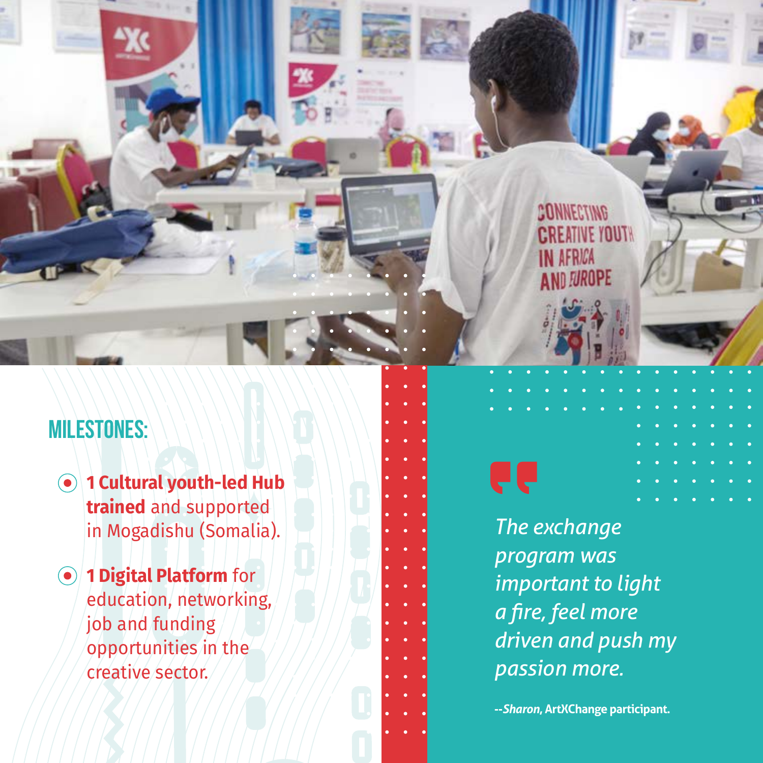## MILESTONES:

- **1 Cultural youth-led Hub trained** and supported in Mogadishu (Somalia).
- **1 Digital Platform** for education, networking, job and funding opportunities in the creative sector.

> *The exchange program was important to light a fire, feel more driven and push my passion more.*
>
> --***Sharon***, **ArtXChange participant.**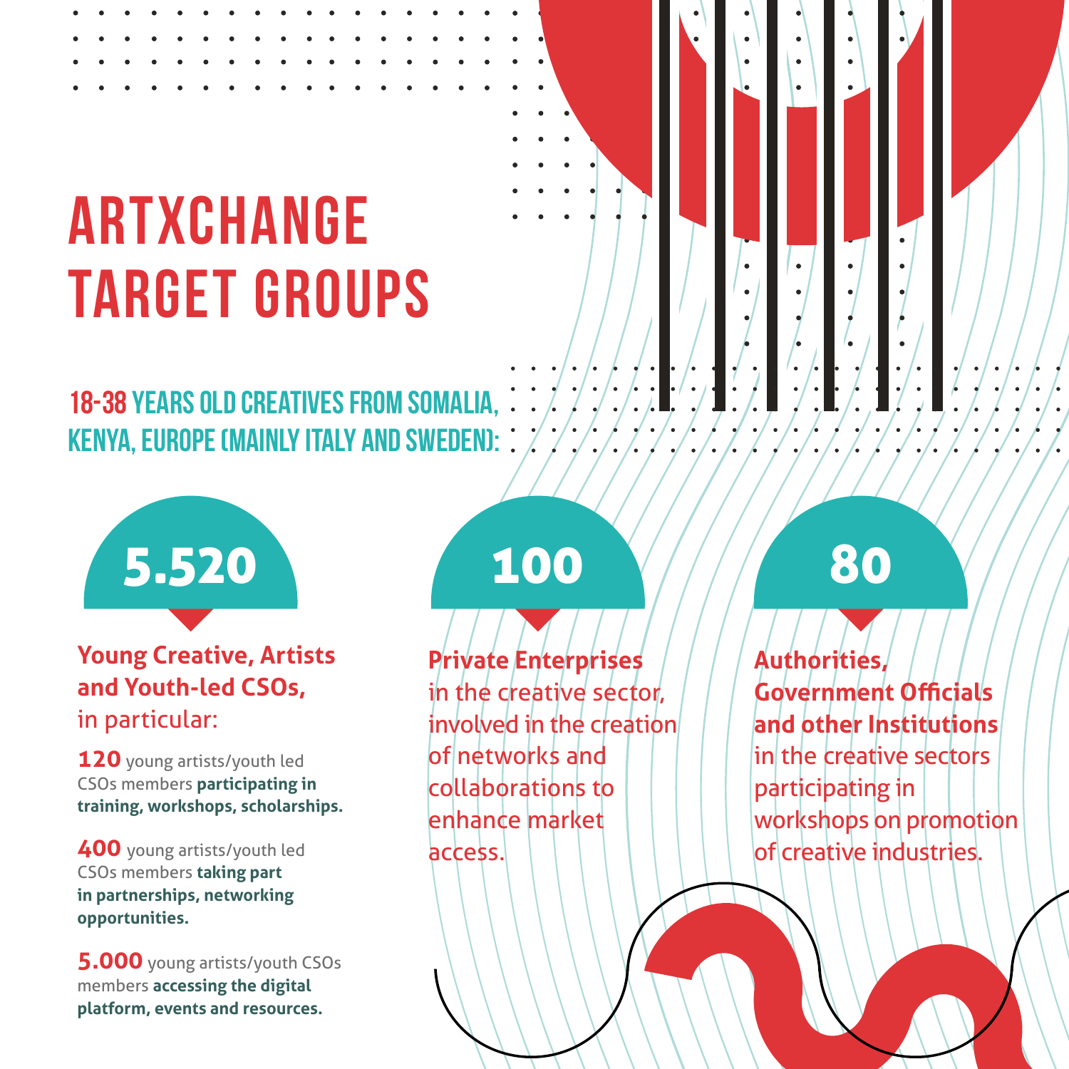# ARTXCHANGE TARGET GROUPS

## 18-38 YEARS OLD CREATIVES FROM SOMALIA, KENYA, EUROPE (MAINLY ITALY AND SWEDEN):

### 5.520

**Young Creative, Artists and Youth-led CSOs,** in particular:

**120** young artists/youth led CSOs members **participating in training, workshops, scholarships.**

**400** young artists/youth led CSOs members **taking part in partnerships, networking opportunities.**

**5.000** young artists/youth CSOs members **accessing the digital platform, events and resources.**

### 100

**Private Enterprises** in the creative sector, involved in the creation of networks and collaborations to enhance market access.

### 80

**Authorities, Government Officials and other Institutions** in the creative sectors participating in workshops on promotion of creative industries.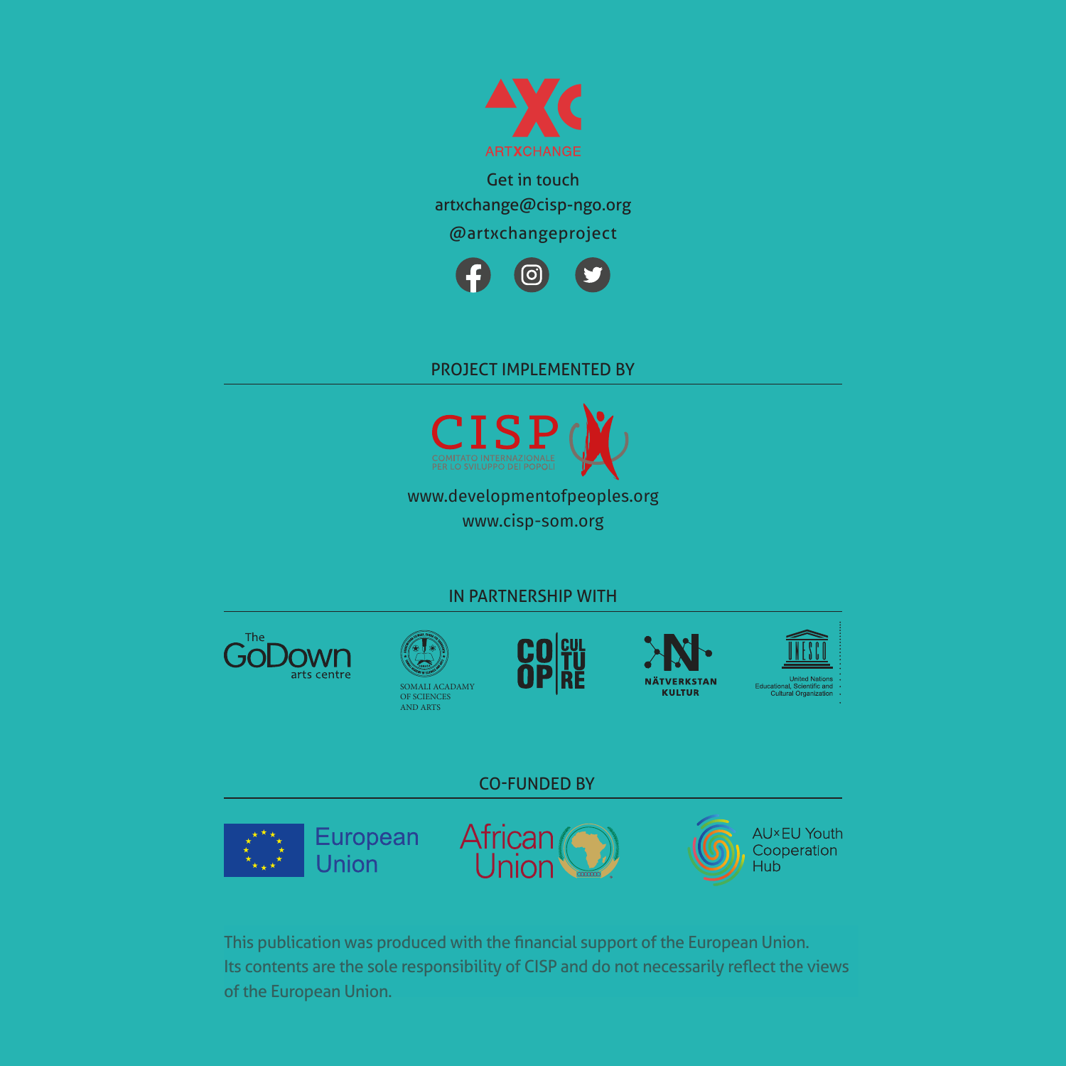ARTXCHANGE

Get in touch

artxchange@cisp-ngo.org

@artxchangeproject

## PROJECT IMPLEMENTED BY

CISP

COMITATO INTERNAZIONALE PER LO SVILUPPO DEI POPOLI

www.developmentofpeoples.org

www.cisp-som.org

## IN PARTNERSHIP WITH

The GoDown arts centre

SOMALI ACADAMY OF SCIENCES AND ARTS

CO OP CUL TU RE

NÄTVERKSTAN KULTUR

UNESCO — United Nations Educational, Scientific and Cultural Organization

## CO-FUNDED BY

European Union

African Union

AU×EU Youth Cooperation Hub

This publication was produced with the financial support of the European Union. Its contents are the sole responsibility of CISP and do not necessarily reflect the views of the European Union.